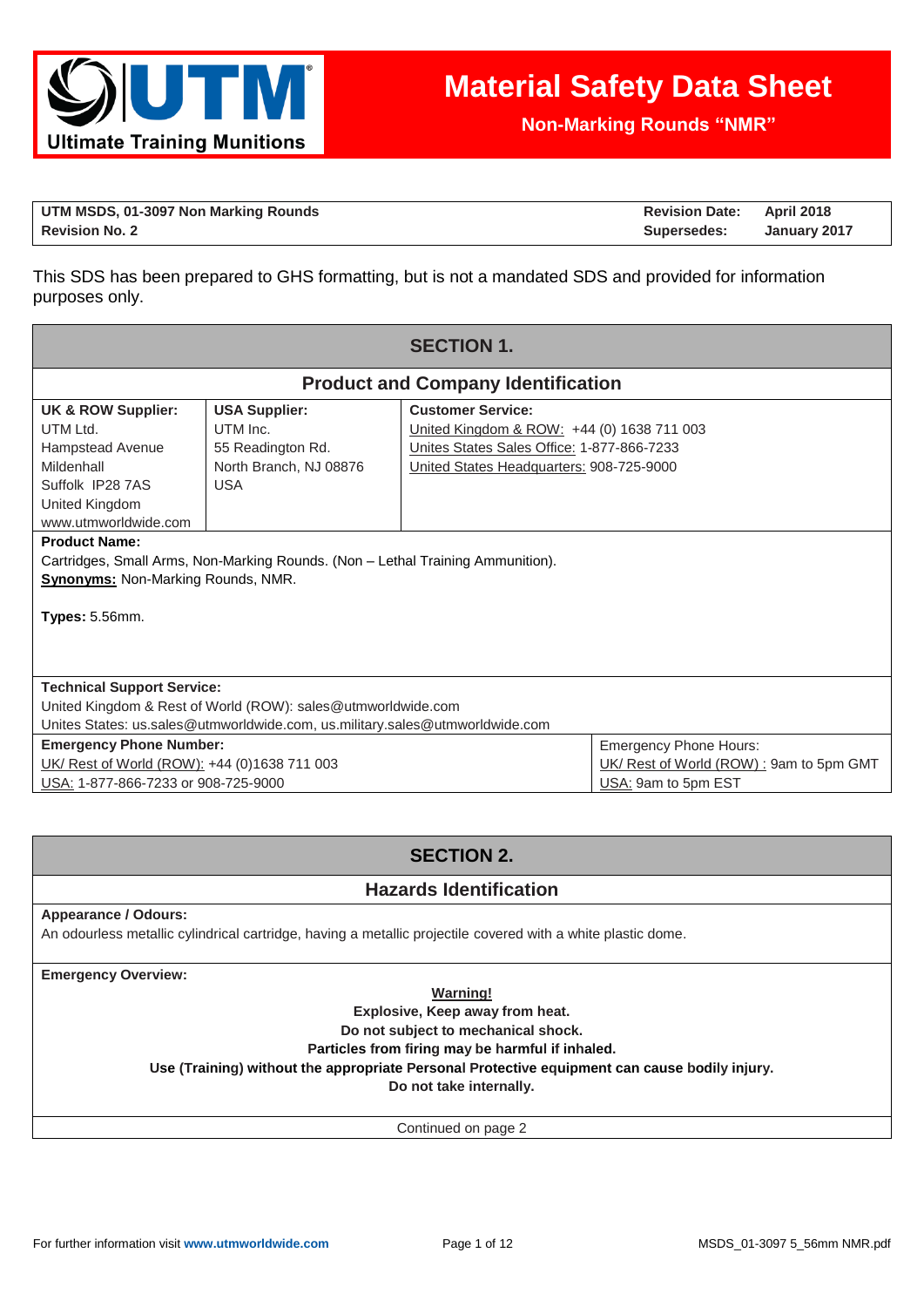# Material Safety Data Sheet

**Non-Marking Rounds "NMR"**

| **UTM MSDS, 01-3097 Non Marking Rounds** | **Revision Date:** | **April 2018** |
|---|---|---|
| **Revision No. 2** | **Supersedes:** | **January 2017** |

This SDS has been prepared to GHS formatting, but is not a mandated SDS and provided for information purposes only.

## SECTION 1.

### Product and Company Identification

| **UK & ROW Supplier:** | **USA Supplier:** | **Customer Service:** |
|---|---|---|
| UTM Ltd.<br>Hampstead Avenue<br>Mildenhall<br>Suffolk IP28 7AS<br>United Kingdom<br>www.utmworldwide.com | UTM Inc.<br>55 Readington Rd.<br>North Branch, NJ 08876<br>USA | United Kingdom & ROW: +44 (0) 1638 711 003<br>Unites States Sales Office: 1-877-866-7233<br>United States Headquarters: 908-725-9000 |

**Product Name:**
Cartridges, Small Arms, Non-Marking Rounds. (Non – Lethal Training Ammunition).
**Synonyms:** Non-Marking Rounds, NMR.

**Types:** 5.56mm.

**Technical Support Service:**
United Kingdom & Rest of World (ROW): sales@utmworldwide.com
Unites States: us.sales@utmworldwide.com, us.military.sales@utmworldwide.com

| **Emergency Phone Number:** | Emergency Phone Hours: |
|---|---|
| UK/ Rest of World (ROW): +44 (0)1638 711 003 | UK/ Rest of World (ROW) : 9am to 5pm GMT |
| USA: 1-877-866-7233 or 908-725-9000 | USA: 9am to 5pm EST |

## SECTION 2.

### Hazards Identification

**Appearance / Odours:**
An odourless metallic cylindrical cartridge, having a metallic projectile covered with a white plastic dome.

**Emergency Overview:**

**Warning!**
**Explosive, Keep away from heat.**
**Do not subject to mechanical shock.**
**Particles from firing may be harmful if inhaled.**
**Use (Training) without the appropriate Personal Protective equipment can cause bodily injury.**
**Do not take internally.**

Continued on page 2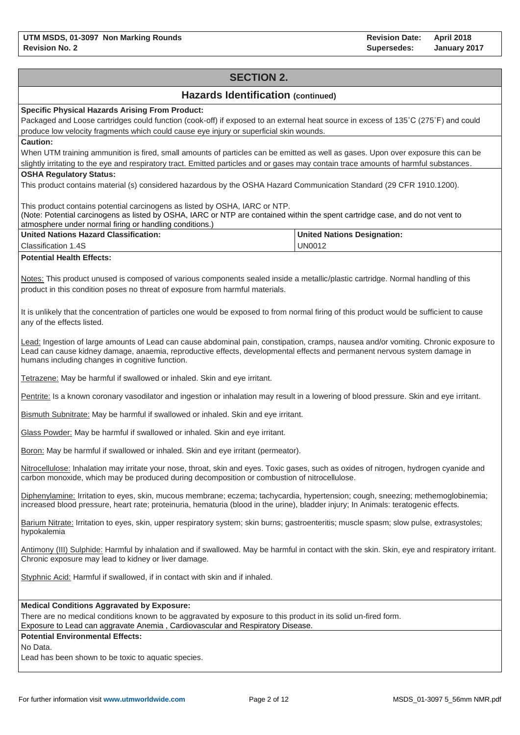## SECTION 2.

### Hazards Identification (continued)

**Specific Physical Hazards Arising From Product:**
Packaged and Loose cartridges could function (cook-off) if exposed to an external heat source in excess of 135˚C (275˚F) and could produce low velocity fragments which could cause eye injury or superficial skin wounds.

**Caution:**
When UTM training ammunition is fired, small amounts of particles can be emitted as well as gases. Upon over exposure this can be slightly irritating to the eye and respiratory tract. Emitted particles and or gases may contain trace amounts of harmful substances.

**OSHA Regulatory Status:**
This product contains material (s) considered hazardous by the OSHA Hazard Communication Standard (29 CFR 1910.1200).

This product contains potential carcinogens as listed by OSHA, IARC or NTP.
(Note: Potential carcinogens as listed by OSHA, IARC or NTP are contained within the spent cartridge case, and do not vent to atmosphere under normal firing or handling conditions.)

| United Nations Hazard Classification: | United Nations Designation: |
|---|---|
| Classification 1.4S | UN0012 |

**Potential Health Effects:**

Notes: This product unused is composed of various components sealed inside a metallic/plastic cartridge. Normal handling of this product in this condition poses no threat of exposure from harmful materials.

It is unlikely that the concentration of particles one would be exposed to from normal firing of this product would be sufficient to cause any of the effects listed.

Lead: Ingestion of large amounts of Lead can cause abdominal pain, constipation, cramps, nausea and/or vomiting. Chronic exposure to Lead can cause kidney damage, anaemia, reproductive effects, developmental effects and permanent nervous system damage in humans including changes in cognitive function.

Tetrazene: May be harmful if swallowed or inhaled. Skin and eye irritant.

Pentrite: Is a known coronary vasodilator and ingestion or inhalation may result in a lowering of blood pressure. Skin and eye irritant.

Bismuth Subnitrate: May be harmful if swallowed or inhaled. Skin and eye irritant.

Glass Powder: May be harmful if swallowed or inhaled. Skin and eye irritant.

Boron: May be harmful if swallowed or inhaled. Skin and eye irritant (permeator).

Nitrocellulose: Inhalation may irritate your nose, throat, skin and eyes. Toxic gases, such as oxides of nitrogen, hydrogen cyanide and carbon monoxide, which may be produced during decomposition or combustion of nitrocellulose.

Diphenylamine: Irritation to eyes, skin, mucous membrane; eczema; tachycardia, hypertension; cough, sneezing; methemoglobinemia; increased blood pressure, heart rate; proteinuria, hematuria (blood in the urine), bladder injury; In Animals: teratogenic effects.

Barium Nitrate: Irritation to eyes, skin, upper respiratory system; skin burns; gastroenteritis; muscle spasm; slow pulse, extrasystoles; hypokalemia

Antimony (III) Sulphide: Harmful by inhalation and if swallowed. May be harmful in contact with the skin. Skin, eye and respiratory irritant. Chronic exposure may lead to kidney or liver damage.

Styphnic Acid: Harmful if swallowed, if in contact with skin and if inhaled.

**Medical Conditions Aggravated by Exposure:**
There are no medical conditions known to be aggravated by exposure to this product in its solid un-fired form.
Exposure to Lead can aggravate Anemia , Cardiovascular and Respiratory Disease.

**Potential Environmental Effects:**
No Data.
Lead has been shown to be toxic to aquatic species.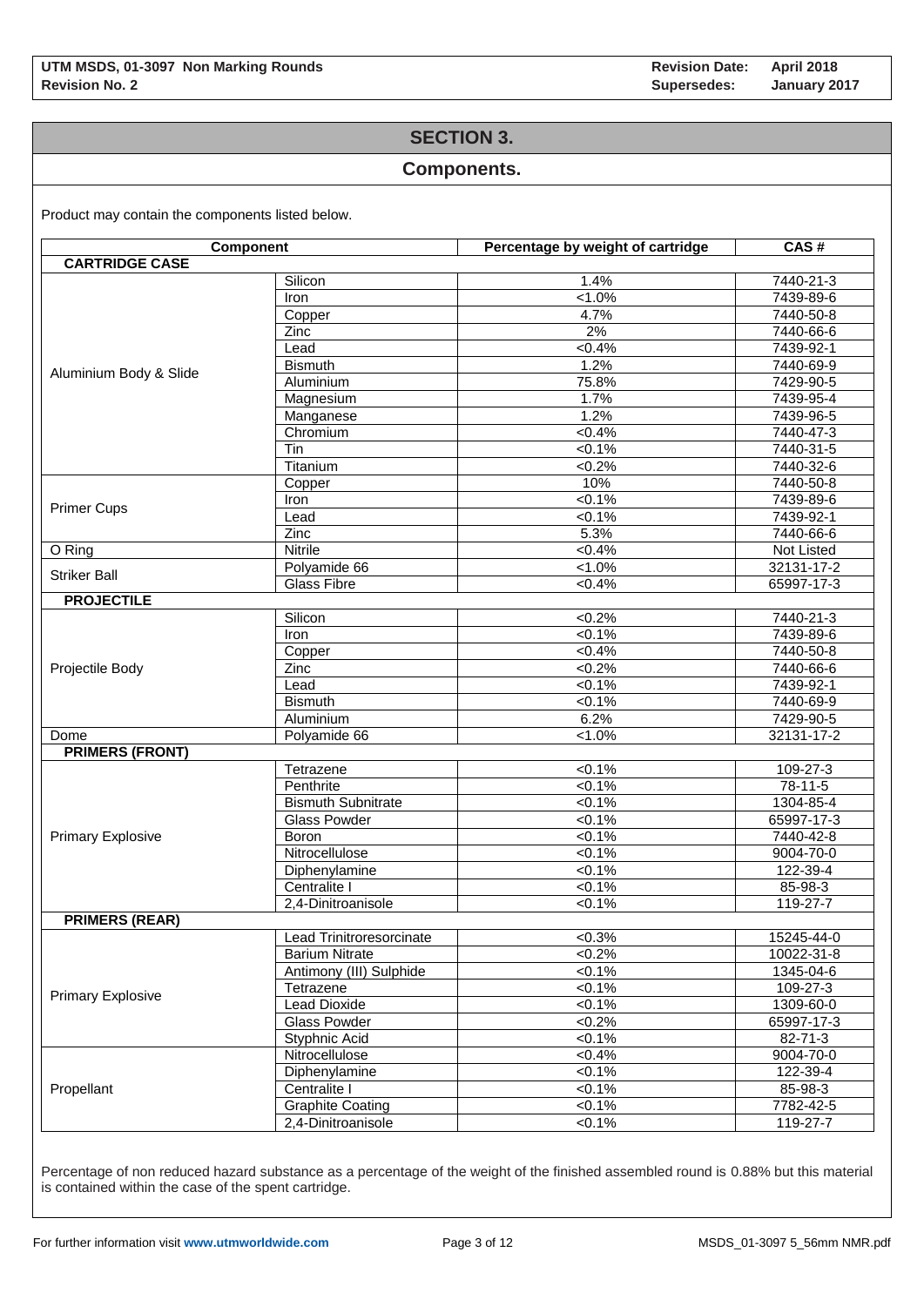## SECTION 3.

## Components.

Product may contain the components listed below.

| Component | | Percentage by weight of cartridge | CAS # |
|---|---|---|---|
| **CARTRIDGE CASE** | | | |
| Aluminium Body & Slide | Silicon | 1.4% | 7440-21-3 |
| | Iron | <1.0% | 7439-89-6 |
| | Copper | 4.7% | 7440-50-8 |
| | Zinc | 2% | 7440-66-6 |
| | Lead | <0.4% | 7439-92-1 |
| | Bismuth | 1.2% | 7440-69-9 |
| | Aluminium | 75.8% | 7429-90-5 |
| | Magnesium | 1.7% | 7439-95-4 |
| | Manganese | 1.2% | 7439-96-5 |
| | Chromium | <0.4% | 7440-47-3 |
| | Tin | <0.1% | 7440-31-5 |
| | Titanium | <0.2% | 7440-32-6 |
| Primer Cups | Copper | 10% | 7440-50-8 |
| | Iron | <0.1% | 7439-89-6 |
| | Lead | <0.1% | 7439-92-1 |
| | Zinc | 5.3% | 7440-66-6 |
| O Ring | Nitrile | <0.4% | Not Listed |
| Striker Ball | Polyamide 66 | <1.0% | 32131-17-2 |
| | Glass Fibre | <0.4% | 65997-17-3 |
| **PROJECTILE** | | | |
| Projectile Body | Silicon | <0.2% | 7440-21-3 |
| | Iron | <0.1% | 7439-89-6 |
| | Copper | <0.4% | 7440-50-8 |
| | Zinc | <0.2% | 7440-66-6 |
| | Lead | <0.1% | 7439-92-1 |
| | Bismuth | <0.1% | 7440-69-9 |
| | Aluminium | 6.2% | 7429-90-5 |
| Dome | Polyamide 66 | <1.0% | 32131-17-2 |
| **PRIMERS (FRONT)** | | | |
| Primary Explosive | Tetrazene | <0.1% | 109-27-3 |
| | Penthrite | <0.1% | 78-11-5 |
| | Bismuth Subnitrate | <0.1% | 1304-85-4 |
| | Glass Powder | <0.1% | 65997-17-3 |
| | Boron | <0.1% | 7440-42-8 |
| | Nitrocellulose | <0.1% | 9004-70-0 |
| | Diphenylamine | <0.1% | 122-39-4 |
| | Centralite I | <0.1% | 85-98-3 |
| | 2,4-Dinitroanisole | <0.1% | 119-27-7 |
| **PRIMERS (REAR)** | | | |
| Primary Explosive | Lead Trinitroresorcinate | <0.3% | 15245-44-0 |
| | Barium Nitrate | <0.2% | 10022-31-8 |
| | Antimony (III) Sulphide | <0.1% | 1345-04-6 |
| | Tetrazene | <0.1% | 109-27-3 |
| | Lead Dioxide | <0.1% | 1309-60-0 |
| | Glass Powder | <0.2% | 65997-17-3 |
| | Styphnic Acid | <0.1% | 82-71-3 |
| Propellant | Nitrocellulose | <0.4% | 9004-70-0 |
| | Diphenylamine | <0.1% | 122-39-4 |
| | Centralite I | <0.1% | 85-98-3 |
| | Graphite Coating | <0.1% | 7782-42-5 |
| | 2,4-Dinitroanisole | <0.1% | 119-27-7 |

Percentage of non reduced hazard substance as a percentage of the weight of the finished assembled round is 0.88% but this material is contained within the case of the spent cartridge.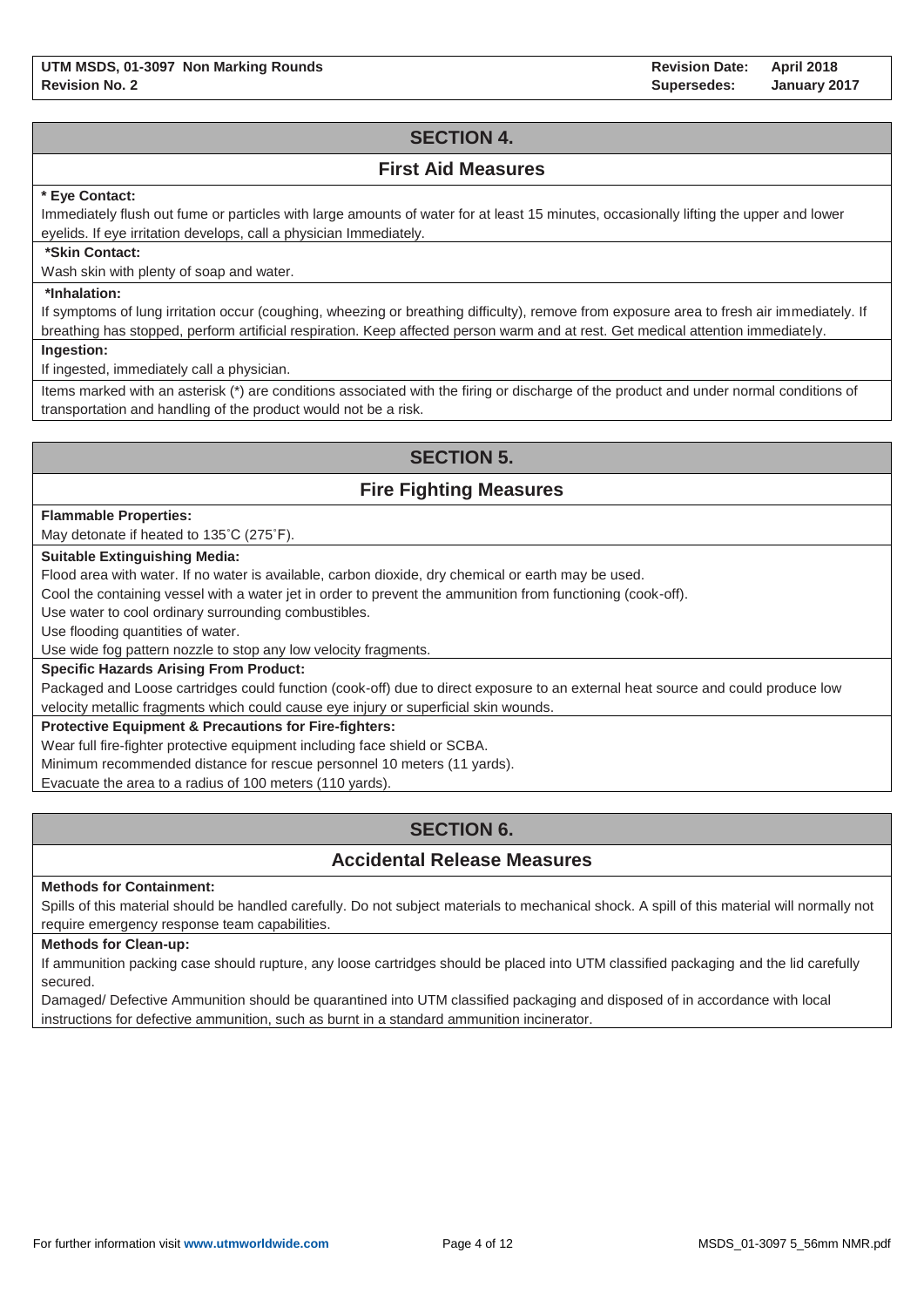## SECTION 4.

### First Aid Measures

**\* Eye Contact:**

Immediately flush out fume or particles with large amounts of water for at least 15 minutes, occasionally lifting the upper and lower eyelids. If eye irritation develops, call a physician Immediately.

**\*Skin Contact:**

Wash skin with plenty of soap and water.

**\*Inhalation:**

If symptoms of lung irritation occur (coughing, wheezing or breathing difficulty), remove from exposure area to fresh air immediately. If breathing has stopped, perform artificial respiration. Keep affected person warm and at rest. Get medical attention immediately.

**Ingestion:**

If ingested, immediately call a physician.

Items marked with an asterisk (*) are conditions associated with the firing or discharge of the product and under normal conditions of transportation and handling of the product would not be a risk.

## SECTION 5.

### Fire Fighting Measures

**Flammable Properties:**

May detonate if heated to 135˚C (275˚F).

**Suitable Extinguishing Media:**

Flood area with water. If no water is available, carbon dioxide, dry chemical or earth may be used.

Cool the containing vessel with a water jet in order to prevent the ammunition from functioning (cook-off).

Use water to cool ordinary surrounding combustibles.

Use flooding quantities of water.

Use wide fog pattern nozzle to stop any low velocity fragments.

**Specific Hazards Arising From Product:**

Packaged and Loose cartridges could function (cook-off) due to direct exposure to an external heat source and could produce low velocity metallic fragments which could cause eye injury or superficial skin wounds.

**Protective Equipment & Precautions for Fire-fighters:**

Wear full fire-fighter protective equipment including face shield or SCBA.

Minimum recommended distance for rescue personnel 10 meters (11 yards).

Evacuate the area to a radius of 100 meters (110 yards).

## SECTION 6.

### Accidental Release Measures

**Methods for Containment:**

Spills of this material should be handled carefully. Do not subject materials to mechanical shock. A spill of this material will normally not require emergency response team capabilities.

**Methods for Clean-up:**

If ammunition packing case should rupture, any loose cartridges should be placed into UTM classified packaging and the lid carefully secured.

Damaged/ Defective Ammunition should be quarantined into UTM classified packaging and disposed of in accordance with local instructions for defective ammunition, such as burnt in a standard ammunition incinerator.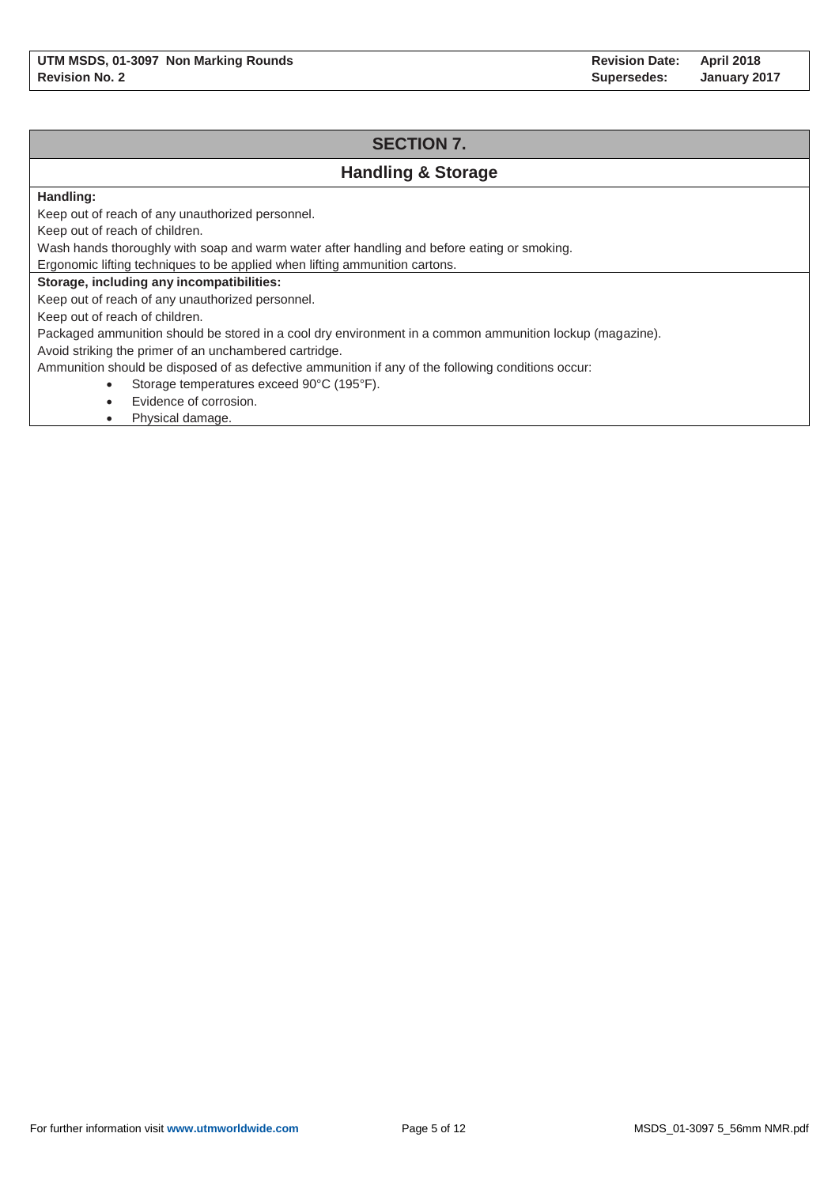## SECTION 7.

### Handling & Storage

**Handling:**

Keep out of reach of any unauthorized personnel.

Keep out of reach of children.

Wash hands thoroughly with soap and warm water after handling and before eating or smoking.

Ergonomic lifting techniques to be applied when lifting ammunition cartons.

**Storage, including any incompatibilities:**

Keep out of reach of any unauthorized personnel.

Keep out of reach of children.

Packaged ammunition should be stored in a cool dry environment in a common ammunition lockup (magazine).

Avoid striking the primer of an unchambered cartridge.

Ammunition should be disposed of as defective ammunition if any of the following conditions occur:

- Storage temperatures exceed 90°C (195°F).
- Evidence of corrosion.
- Physical damage.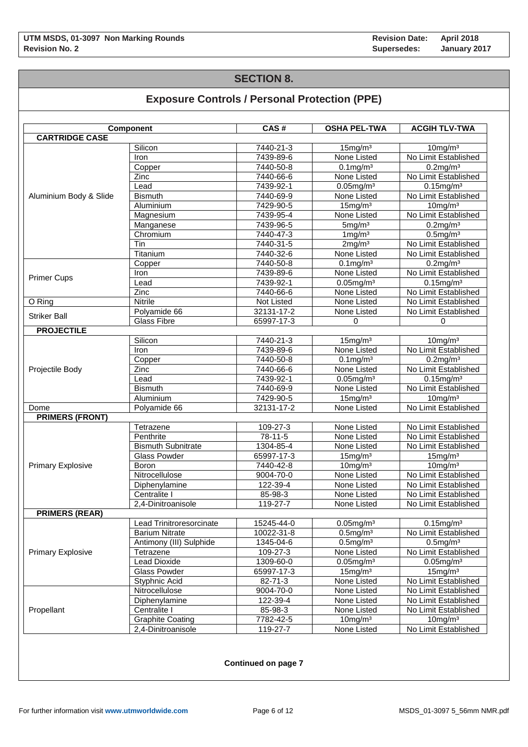## SECTION 8.

## Exposure Controls / Personal Protection (PPE)

| Component | | CAS # | OSHA PEL-TWA | ACGIH TLV-TWA |
|---|---|---|---|---|
| **CARTRIDGE CASE** | | | | |
| Aluminium Body & Slide | Silicon | 7440-21-3 | 15mg/m³ | 10mg/m³ |
| | Iron | 7439-89-6 | None Listed | No Limit Established |
| | Copper | 7440-50-8 | 0.1mg/m³ | 0.2mg/m³ |
| | Zinc | 7440-66-6 | None Listed | No Limit Established |
| | Lead | 7439-92-1 | 0.05mg/m³ | 0.15mg/m³ |
| | Bismuth | 7440-69-9 | None Listed | No Limit Established |
| | Aluminium | 7429-90-5 | 15mg/m³ | 10mg/m³ |
| | Magnesium | 7439-95-4 | None Listed | No Limit Established |
| | Manganese | 7439-96-5 | 5mg/m³ | 0.2mg/m³ |
| | Chromium | 7440-47-3 | 1mg/m³ | 0.5mg/m³ |
| | Tin | 7440-31-5 | 2mg/m³ | No Limit Established |
| | Titanium | 7440-32-6 | None Listed | No Limit Established |
| Primer Cups | Copper | 7440-50-8 | 0.1mg/m³ | 0.2mg/m³ |
| | Iron | 7439-89-6 | None Listed | No Limit Established |
| | Lead | 7439-92-1 | 0.05mg/m³ | 0.15mg/m³ |
| | Zinc | 7440-66-6 | None Listed | No Limit Established |
| O Ring | Nitrile | Not Listed | None Listed | No Limit Established |
| Striker Ball | Polyamide 66 | 32131-17-2 | None Listed | No Limit Established |
| | Glass Fibre | 65997-17-3 | 0 | 0 |
| **PROJECTILE** | | | | |
| Projectile Body | Silicon | 7440-21-3 | 15mg/m³ | 10mg/m³ |
| | Iron | 7439-89-6 | None Listed | No Limit Established |
| | Copper | 7440-50-8 | 0.1mg/m³ | 0.2mg/m³ |
| | Zinc | 7440-66-6 | None Listed | No Limit Established |
| | Lead | 7439-92-1 | 0.05mg/m³ | 0.15mg/m³ |
| | Bismuth | 7440-69-9 | None Listed | No Limit Established |
| | Aluminium | 7429-90-5 | 15mg/m³ | 10mg/m³ |
| Dome | Polyamide 66 | 32131-17-2 | None Listed | No Limit Established |
| **PRIMERS (FRONT)** | | | | |
| Primary Explosive | Tetrazene | 109-27-3 | None Listed | No Limit Established |
| | Penthrite | 78-11-5 | None Listed | No Limit Established |
| | Bismuth Subnitrate | 1304-85-4 | None Listed | No Limit Established |
| | Glass Powder | 65997-17-3 | 15mg/m³ | 15mg/m³ |
| | Boron | 7440-42-8 | 10mg/m³ | 10mg/m³ |
| | Nitrocellulose | 9004-70-0 | None Listed | No Limit Established |
| | Diphenylamine | 122-39-4 | None Listed | No Limit Established |
| | Centralite I | 85-98-3 | None Listed | No Limit Established |
| | 2,4-Dinitroanisole | 119-27-7 | None Listed | No Limit Established |
| **PRIMERS (REAR)** | | | | |
| Primary Explosive | Lead Trinitroresorcinate | 15245-44-0 | 0.05mg/m³ | 0.15mg/m³ |
| | Barium Nitrate | 10022-31-8 | 0.5mg/m³ | No Limit Established |
| | Antimony (III) Sulphide | 1345-04-6 | 0.5mg/m³ | 0.5mg/m³ |
| | Tetrazene | 109-27-3 | None Listed | No Limit Established |
| | Lead Dioxide | 1309-60-0 | 0.05mg/m³ | 0.05mg/m³ |
| | Glass Powder | 65997-17-3 | 15mg/m³ | 15mg/m³ |
| | Styphnic Acid | 82-71-3 | None Listed | No Limit Established |
| Propellant | Nitrocellulose | 9004-70-0 | None Listed | No Limit Established |
| | Diphenylamine | 122-39-4 | None Listed | No Limit Established |
| | Centralite I | 85-98-3 | None Listed | No Limit Established |
| | Graphite Coating | 7782-42-5 | 10mg/m³ | 10mg/m³ |
| | 2,4-Dinitroanisole | 119-27-7 | None Listed | No Limit Established |

**Continued on page 7**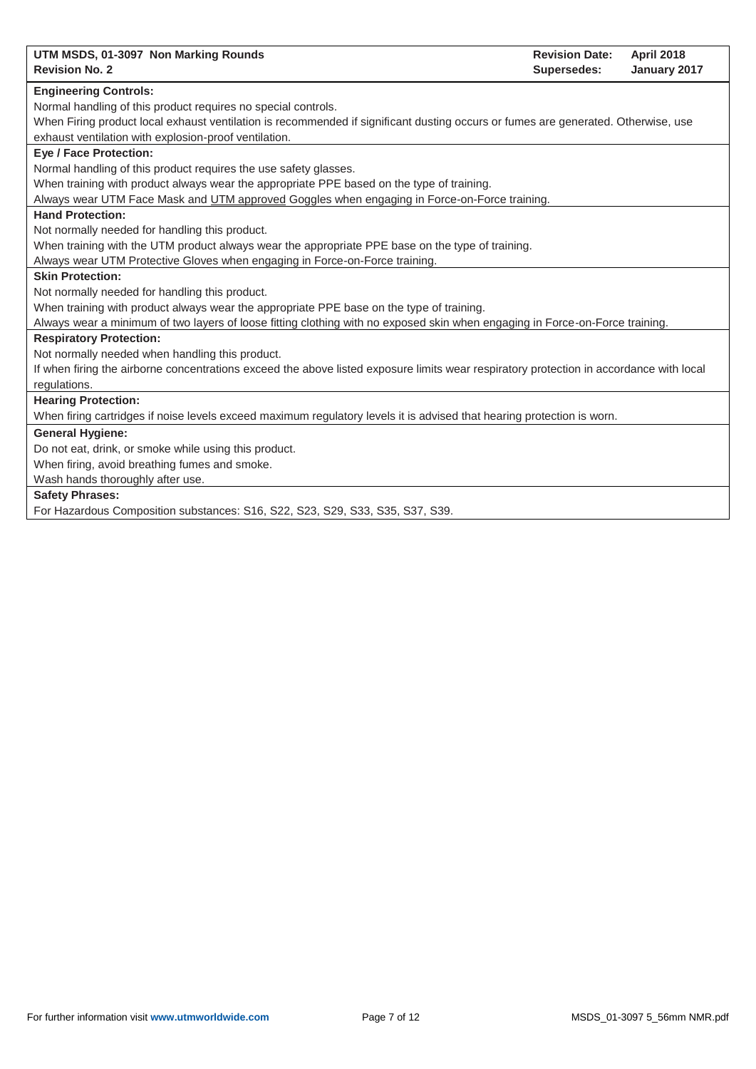**Engineering Controls:**

Normal handling of this product requires no special controls.

When Firing product local exhaust ventilation is recommended if significant dusting occurs or fumes are generated. Otherwise, use exhaust ventilation with explosion-proof ventilation.

**Eye / Face Protection:**

Normal handling of this product requires the use safety glasses.

When training with product always wear the appropriate PPE based on the type of training.

Always wear UTM Face Mask and UTM approved Goggles when engaging in Force-on-Force training.

**Hand Protection:**

Not normally needed for handling this product.

When training with the UTM product always wear the appropriate PPE base on the type of training.

Always wear UTM Protective Gloves when engaging in Force-on-Force training.

**Skin Protection:**

Not normally needed for handling this product.

When training with product always wear the appropriate PPE base on the type of training.

Always wear a minimum of two layers of loose fitting clothing with no exposed skin when engaging in Force-on-Force training.

**Respiratory Protection:**

Not normally needed when handling this product.

If when firing the airborne concentrations exceed the above listed exposure limits wear respiratory protection in accordance with local regulations.

**Hearing Protection:**

When firing cartridges if noise levels exceed maximum regulatory levels it is advised that hearing protection is worn.

**General Hygiene:**

Do not eat, drink, or smoke while using this product.

When firing, avoid breathing fumes and smoke.

Wash hands thoroughly after use.

**Safety Phrases:**

For Hazardous Composition substances: S16, S22, S23, S29, S33, S35, S37, S39.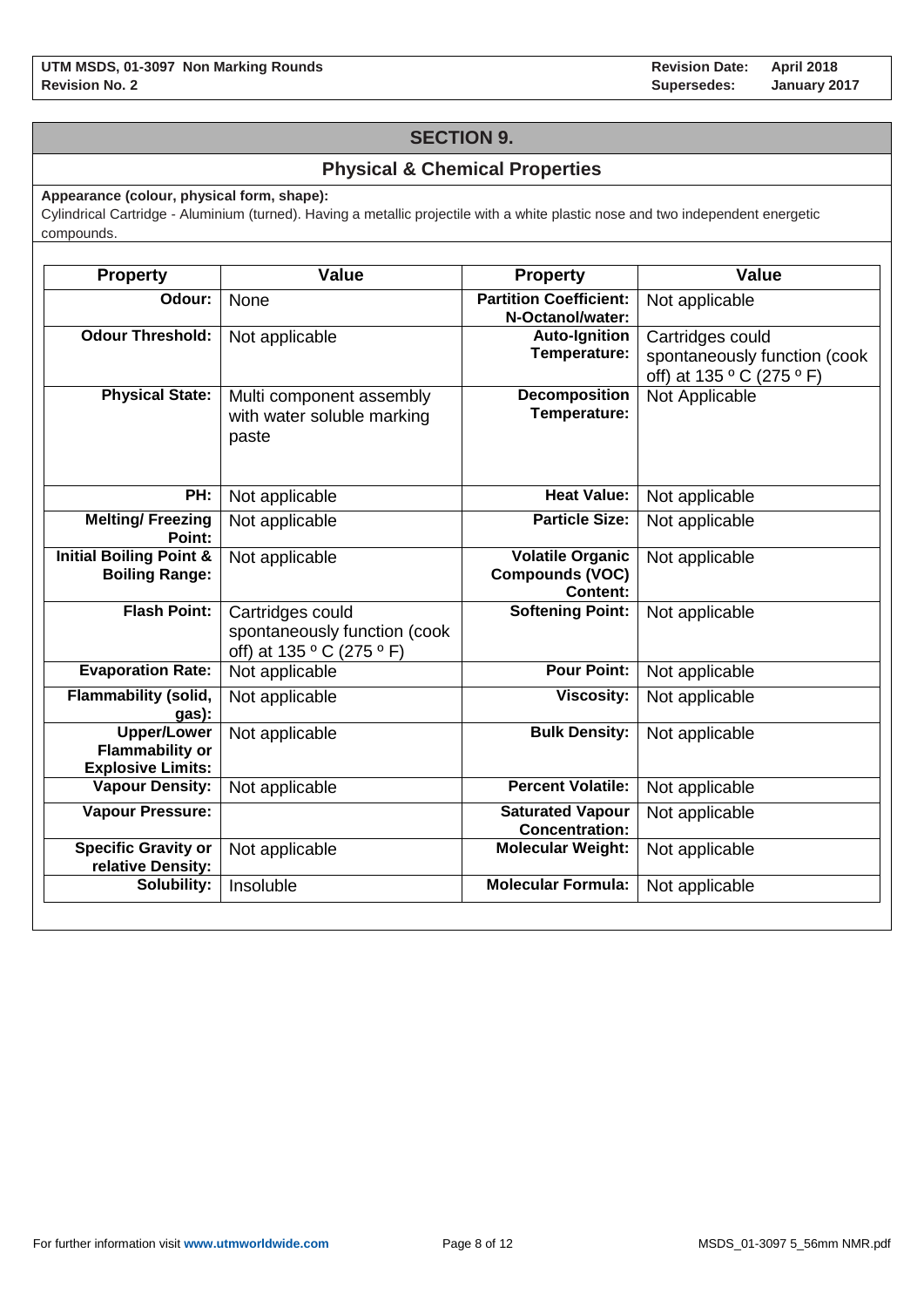## SECTION 9.

### Physical & Chemical Properties

**Appearance (colour, physical form, shape):**
Cylindrical Cartridge - Aluminium (turned). Having a metallic projectile with a white plastic nose and two independent energetic compounds.

| Property | Value | Property | Value |
|---|---|---|---|
| **Odour:** | None | **Partition Coefficient: N-Octanol/water:** | Not applicable |
| **Odour Threshold:** | Not applicable | **Auto-Ignition Temperature:** | Cartridges could spontaneously function (cook off) at 135 º C (275 º F) |
| **Physical State:** | Multi component assembly with water soluble marking paste | **Decomposition Temperature:** | Not Applicable |
| **PH:** | Not applicable | **Heat Value:** | Not applicable |
| **Melting/ Freezing Point:** | Not applicable | **Particle Size:** | Not applicable |
| **Initial Boiling Point & Boiling Range:** | Not applicable | **Volatile Organic Compounds (VOC) Content:** | Not applicable |
| **Flash Point:** | Cartridges could spontaneously function (cook off) at 135 º C (275 º F) | **Softening Point:** | Not applicable |
| **Evaporation Rate:** | Not applicable | **Pour Point:** | Not applicable |
| **Flammability (solid, gas):** | Not applicable | **Viscosity:** | Not applicable |
| **Upper/Lower Flammability or Explosive Limits:** | Not applicable | **Bulk Density:** | Not applicable |
| **Vapour Density:** | Not applicable | **Percent Volatile:** | Not applicable |
| **Vapour Pressure:** | | **Saturated Vapour Concentration:** | Not applicable |
| **Specific Gravity or relative Density:** | Not applicable | **Molecular Weight:** | Not applicable |
| **Solubility:** | Insoluble | **Molecular Formula:** | Not applicable |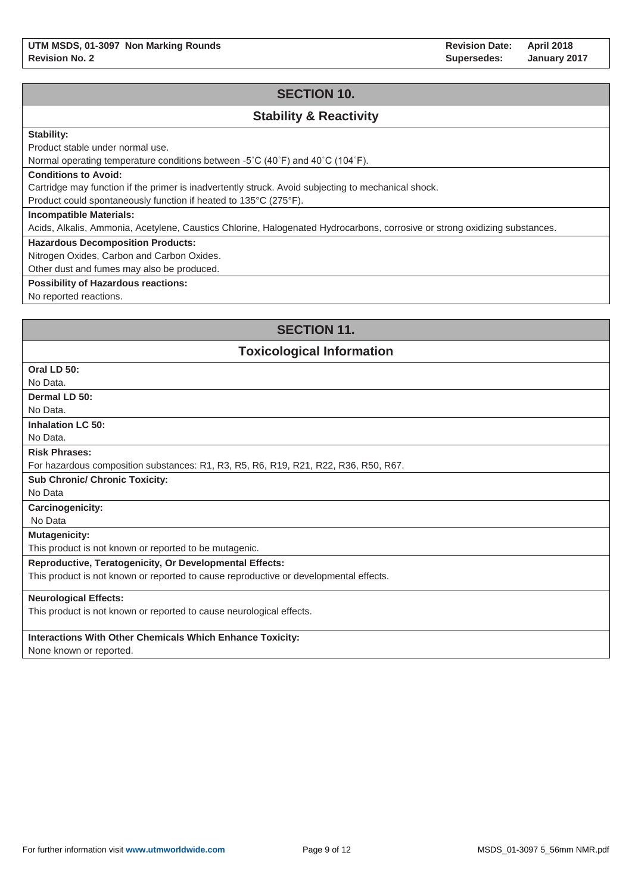## SECTION 10.

### Stability & Reactivity

**Stability:**

Product stable under normal use.

Normal operating temperature conditions between -5˚C (40˚F) and 40˚C (104˚F).

**Conditions to Avoid:**

Cartridge may function if the primer is inadvertently struck. Avoid subjecting to mechanical shock.

Product could spontaneously function if heated to 135°C (275°F).

**Incompatible Materials:**

Acids, Alkalis, Ammonia, Acetylene, Caustics Chlorine, Halogenated Hydrocarbons, corrosive or strong oxidizing substances.

**Hazardous Decomposition Products:**

Nitrogen Oxides, Carbon and Carbon Oxides.

Other dust and fumes may also be produced.

**Possibility of Hazardous reactions:**

No reported reactions.

## SECTION 11.

### Toxicological Information

**Oral LD 50:**

No Data.

**Dermal LD 50:**

No Data.

**Inhalation LC 50:**

No Data.

**Risk Phrases:**

For hazardous composition substances: R1, R3, R5, R6, R19, R21, R22, R36, R50, R67.

**Sub Chronic/ Chronic Toxicity:**

No Data

**Carcinogenicity:**

No Data

**Mutagenicity:**

This product is not known or reported to be mutagenic.

**Reproductive, Teratogenicity, Or Developmental Effects:**

This product is not known or reported to cause reproductive or developmental effects.

**Neurological Effects:**

This product is not known or reported to cause neurological effects.

**Interactions With Other Chemicals Which Enhance Toxicity:**

None known or reported.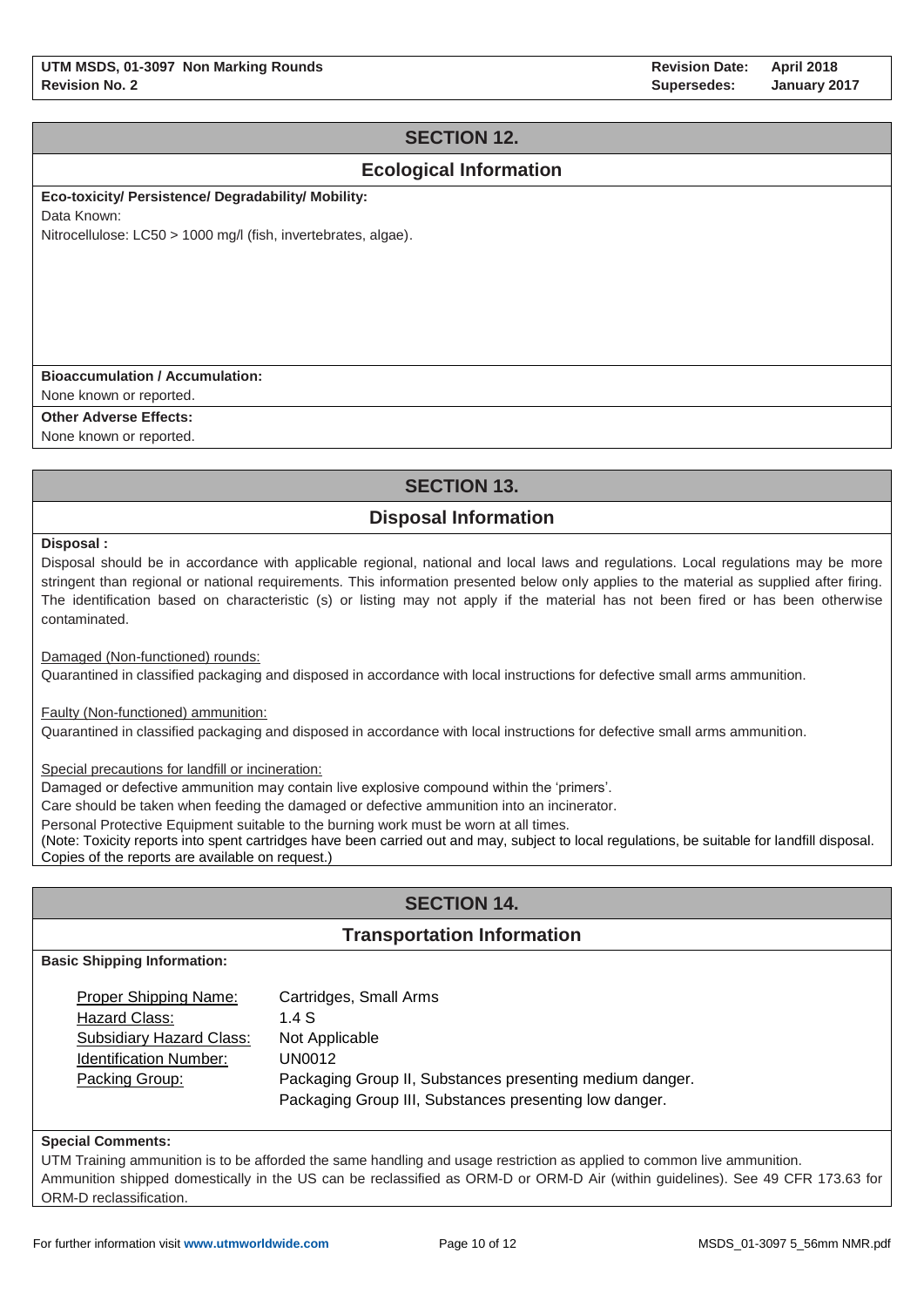## SECTION 12.

## Ecological Information

**Eco-toxicity/ Persistence/ Degradability/ Mobility:**

Data Known:

Nitrocellulose: LC50 > 1000 mg/l (fish, invertebrates, algae).

**Bioaccumulation / Accumulation:**

None known or reported.

**Other Adverse Effects:**

None known or reported.

## SECTION 13.

## Disposal Information

**Disposal :**

Disposal should be in accordance with applicable regional, national and local laws and regulations. Local regulations may be more stringent than regional or national requirements. This information presented below only applies to the material as supplied after firing. The identification based on characteristic (s) or listing may not apply if the material has not been fired or has been otherwise contaminated.

Damaged (Non-functioned) rounds:

Quarantined in classified packaging and disposed in accordance with local instructions for defective small arms ammunition.

Faulty (Non-functioned) ammunition:

Quarantined in classified packaging and disposed in accordance with local instructions for defective small arms ammunition.

Special precautions for landfill or incineration:

Damaged or defective ammunition may contain live explosive compound within the 'primers'.

Care should be taken when feeding the damaged or defective ammunition into an incinerator.

Personal Protective Equipment suitable to the burning work must be worn at all times.

(Note: Toxicity reports into spent cartridges have been carried out and may, subject to local regulations, be suitable for landfill disposal. Copies of the reports are available on request.)

## SECTION 14.

## Transportation Information

**Basic Shipping Information:**

| | |
|---|---|
| Proper Shipping Name: | Cartridges, Small Arms |
| Hazard Class: | 1.4 S |
| Subsidiary Hazard Class: | Not Applicable |
| Identification Number: | UN0012 |
| Packing Group: | Packaging Group II, Substances presenting medium danger.<br>Packaging Group III, Substances presenting low danger. |

**Special Comments:**

UTM Training ammunition is to be afforded the same handling and usage restriction as applied to common live ammunition.

Ammunition shipped domestically in the US can be reclassified as ORM-D or ORM-D Air (within guidelines). See 49 CFR 173.63 for ORM-D reclassification.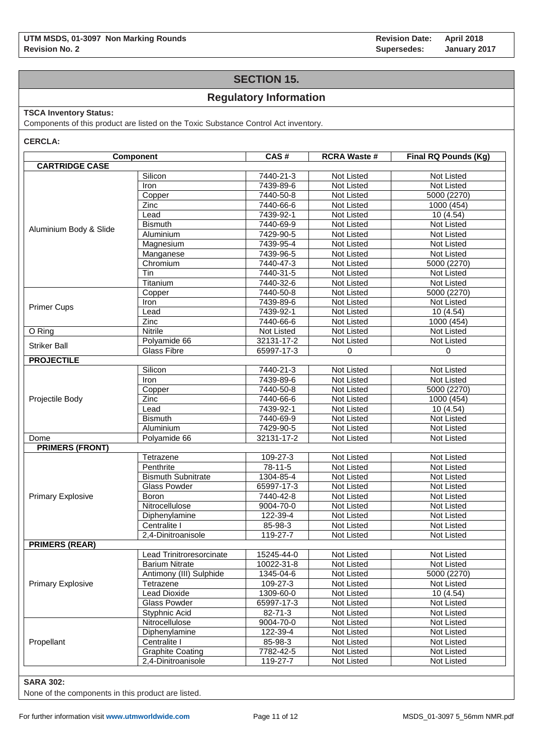## SECTION 15.

## Regulatory Information

**TSCA Inventory Status:**

Components of this product are listed on the Toxic Substance Control Act inventory.

**CERCLA:**

| Component | | CAS # | RCRA Waste # | Final RQ Pounds (Kg) |
|---|---|---|---|---|
| **CARTRIDGE CASE** | | | | |
| Aluminium Body & Slide | Silicon | 7440-21-3 | Not Listed | Not Listed |
| | Iron | 7439-89-6 | Not Listed | Not Listed |
| | Copper | 7440-50-8 | Not Listed | 5000 (2270) |
| | Zinc | 7440-66-6 | Not Listed | 1000 (454) |
| | Lead | 7439-92-1 | Not Listed | 10 (4.54) |
| | Bismuth | 7440-69-9 | Not Listed | Not Listed |
| | Aluminium | 7429-90-5 | Not Listed | Not Listed |
| | Magnesium | 7439-95-4 | Not Listed | Not Listed |
| | Manganese | 7439-96-5 | Not Listed | Not Listed |
| | Chromium | 7440-47-3 | Not Listed | 5000 (2270) |
| | Tin | 7440-31-5 | Not Listed | Not Listed |
| | Titanium | 7440-32-6 | Not Listed | Not Listed |
| Primer Cups | Copper | 7440-50-8 | Not Listed | 5000 (2270) |
| | Iron | 7439-89-6 | Not Listed | Not Listed |
| | Lead | 7439-92-1 | Not Listed | 10 (4.54) |
| | Zinc | 7440-66-6 | Not Listed | 1000 (454) |
| O Ring | Nitrile | Not Listed | Not Listed | Not Listed |
| Striker Ball | Polyamide 66 | 32131-17-2 | Not Listed | Not Listed |
| | Glass Fibre | 65997-17-3 | 0 | 0 |
| **PROJECTILE** | | | | |
| Projectile Body | Silicon | 7440-21-3 | Not Listed | Not Listed |
| | Iron | 7439-89-6 | Not Listed | Not Listed |
| | Copper | 7440-50-8 | Not Listed | 5000 (2270) |
| | Zinc | 7440-66-6 | Not Listed | 1000 (454) |
| | Lead | 7439-92-1 | Not Listed | 10 (4.54) |
| | Bismuth | 7440-69-9 | Not Listed | Not Listed |
| | Aluminium | 7429-90-5 | Not Listed | Not Listed |
| Dome | Polyamide 66 | 32131-17-2 | Not Listed | Not Listed |
| **PRIMERS (FRONT)** | | | | |
| Primary Explosive | Tetrazene | 109-27-3 | Not Listed | Not Listed |
| | Penthrite | 78-11-5 | Not Listed | Not Listed |
| | Bismuth Subnitrate | 1304-85-4 | Not Listed | Not Listed |
| | Glass Powder | 65997-17-3 | Not Listed | Not Listed |
| | Boron | 7440-42-8 | Not Listed | Not Listed |
| | Nitrocellulose | 9004-70-0 | Not Listed | Not Listed |
| | Diphenylamine | 122-39-4 | Not Listed | Not Listed |
| | Centralite I | 85-98-3 | Not Listed | Not Listed |
| | 2,4-Dinitroanisole | 119-27-7 | Not Listed | Not Listed |
| **PRIMERS (REAR)** | | | | |
| Primary Explosive | Lead Trinitroresorcinate | 15245-44-0 | Not Listed | Not Listed |
| | Barium Nitrate | 10022-31-8 | Not Listed | Not Listed |
| | Antimony (III) Sulphide | 1345-04-6 | Not Listed | 5000 (2270) |
| | Tetrazene | 109-27-3 | Not Listed | Not Listed |
| | Lead Dioxide | 1309-60-0 | Not Listed | 10 (4.54) |
| | Glass Powder | 65997-17-3 | Not Listed | Not Listed |
| | Styphnic Acid | 82-71-3 | Not Listed | Not Listed |
| Propellant | Nitrocellulose | 9004-70-0 | Not Listed | Not Listed |
| | Diphenylamine | 122-39-4 | Not Listed | Not Listed |
| | Centralite I | 85-98-3 | Not Listed | Not Listed |
| | Graphite Coating | 7782-42-5 | Not Listed | Not Listed |
| | 2,4-Dinitroanisole | 119-27-7 | Not Listed | Not Listed |

**SARA 302:**

None of the components in this product are listed.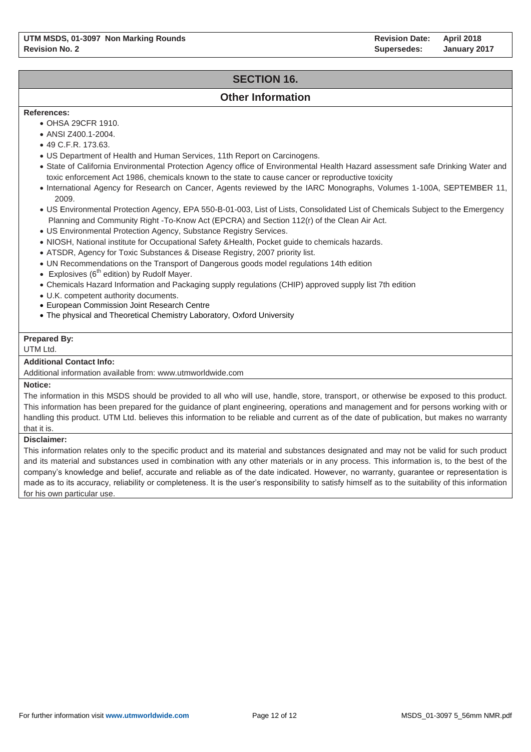## SECTION 16.

## Other Information

**References:**

- OHSA 29CFR 1910.
- ANSI Z400.1-2004.
- 49 C.F.R. 173.63.
- US Department of Health and Human Services, 11th Report on Carcinogens.
- State of California Environmental Protection Agency office of Environmental Health Hazard assessment safe Drinking Water and toxic enforcement Act 1986, chemicals known to the state to cause cancer or reproductive toxicity
- International Agency for Research on Cancer, Agents reviewed by the IARC Monographs, Volumes 1-100A, SEPTEMBER 11, 2009.
- US Environmental Protection Agency, EPA 550-B-01-003, List of Lists, Consolidated List of Chemicals Subject to the Emergency Planning and Community Right -To-Know Act (EPCRA) and Section 112(r) of the Clean Air Act.
- US Environmental Protection Agency, Substance Registry Services.
- NIOSH, National institute for Occupational Safety &Health, Pocket guide to chemicals hazards.
- ATSDR, Agency for Toxic Substances & Disease Registry, 2007 priority list.
- UN Recommendations on the Transport of Dangerous goods model regulations 14th edition
- Explosives (6th edition) by Rudolf Mayer.
- Chemicals Hazard Information and Packaging supply regulations (CHIP) approved supply list 7th edition
- U.K. competent authority documents.
- European Commission Joint Research Centre
- The physical and Theoretical Chemistry Laboratory, Oxford University

**Prepared By:**

UTM Ltd.

**Additional Contact Info:**

Additional information available from: www.utmworldwide.com

**Notice:**

The information in this MSDS should be provided to all who will use, handle, store, transport, or otherwise be exposed to this product. This information has been prepared for the guidance of plant engineering, operations and management and for persons working with or handling this product. UTM Ltd. believes this information to be reliable and current as of the date of publication, but makes no warranty that it is.

**Disclaimer:**

This information relates only to the specific product and its material and substances designated and may not be valid for such product and its material and substances used in combination with any other materials or in any process. This information is, to the best of the company's knowledge and belief, accurate and reliable as of the date indicated. However, no warranty, guarantee or representation is made as to its accuracy, reliability or completeness. It is the user's responsibility to satisfy himself as to the suitability of this information for his own particular use.